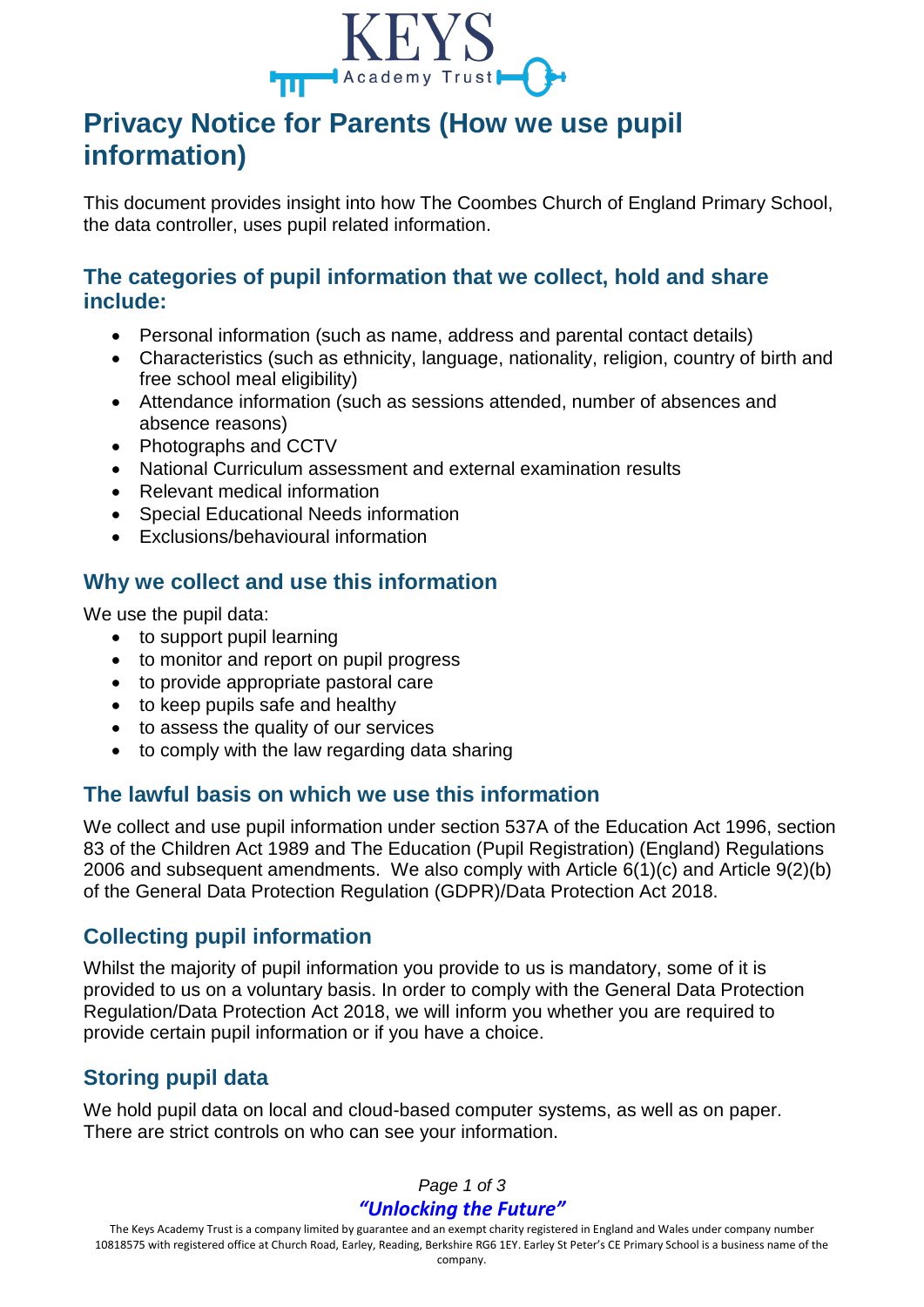# Privacy Notice for Parents (How we use pupil information)

This document provides insight into how The Coombes Church of England Primary School, the data controller, uses pupil related information.

## The categories of pupil information that we collect, hold and share include:

- Personal information (such as name, address and parental contact details)
- Characteristics (such as ethnicity, language, nationality, religion, country of birth and free school meal eligibility)
- Attendance information (such as sessions attended, number of absences and absence reasons)
- Photographs and CCTV
- National Curriculum assessment and external examination results
- Relevant medical information
- Special Educational Needs information
- Exclusions/behavioural information

## Why we collect and use this information

We use the pupil data:

- to support pupil learning
- to monitor and report on pupil progress
- to provide appropriate pastoral care
- to keep pupils safe and healthy
- to assess the quality of our services
- to comply with the law regarding data sharing

## The lawful basis on which we use this information

We collect and use pupil information under section 537A of the Education Act 1996, section 83 of the Children Act 1989 and The Education (Pupil Registration) (England) Regulations 2006 and subsequent amendments. We also comply with Article 6(1)(c) and Article 9(2)(b) of the General Data Protection Regulation (GDPR)/Data Protection Act 2018.

## Collecting pupil information

Whilst the majority of pupil information you provide to us is mandatory, some of it is provided to us on a voluntary basis. In order to comply with the General Data Protection Regulation/Data Protection Act 2018, we will inform you whether you are required to provide certain pupil information or if you have a choice.

## Storing pupil data

We hold pupil data on local and cloud-based computer systems, as well as on paper. There are strict controls on who can see your information.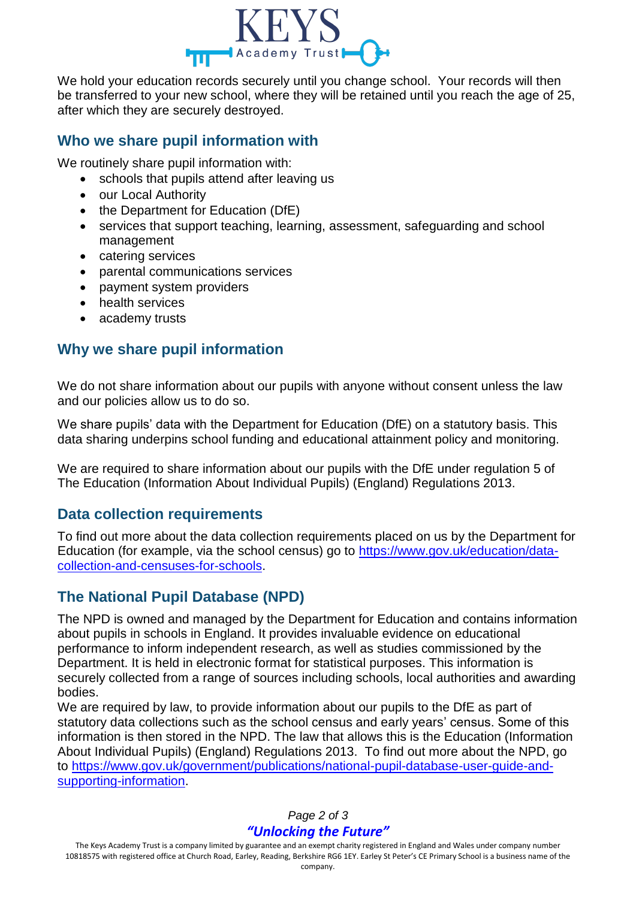We hold your education records securely until you change school. Your records will then be transferred to your new school, where they will be retained until you reach the age of 25, after which they are securely destroyed.

## Who we share pupil information with

We routinely share pupil information with:

- schools that pupils attend after leaving us
- our Local Authority
- the Department for Education (DfE)
- services that support teaching, learning, assessment, safeguarding and school management
- catering services
- parental communications services
- payment system providers
- health services
- academy trusts

## Why we share pupil information

We do not share information about our pupils with anyone without consent unless the law and our policies allow us to do so.

We share pupils' data with the Department for Education (DfE) on a statutory basis. This data sharing underpins school funding and educational attainment policy and monitoring.

We are required to share information about our pupils with the DfE under regulation 5 of The Education (Information About Individual Pupils) (England) Regulations 2013.

## Data collection requirements

To find out more about the data collection requirements placed on us by the Department for Education (for example, via the school census) go to [https://www.gov.uk/education/data-collection-and-censuses-for-schools](https://www.gov.uk/education/data-collection-and-censuses-for-schools).

## The National Pupil Database (NPD)

The NPD is owned and managed by the Department for Education and contains information about pupils in schools in England. It provides invaluable evidence on educational performance to inform independent research, as well as studies commissioned by the Department. It is held in electronic format for statistical purposes. This information is securely collected from a range of sources including schools, local authorities and awarding bodies.

We are required by law, to provide information about our pupils to the DfE as part of statutory data collections such as the school census and early years' census. Some of this information is then stored in the NPD. The law that allows this is the Education (Information About Individual Pupils) (England) Regulations 2013. To find out more about the NPD, go to [https://www.gov.uk/government/publications/national-pupil-database-user-guide-and-supporting-information](https://www.gov.uk/government/publications/national-pupil-database-user-guide-and-supporting-information).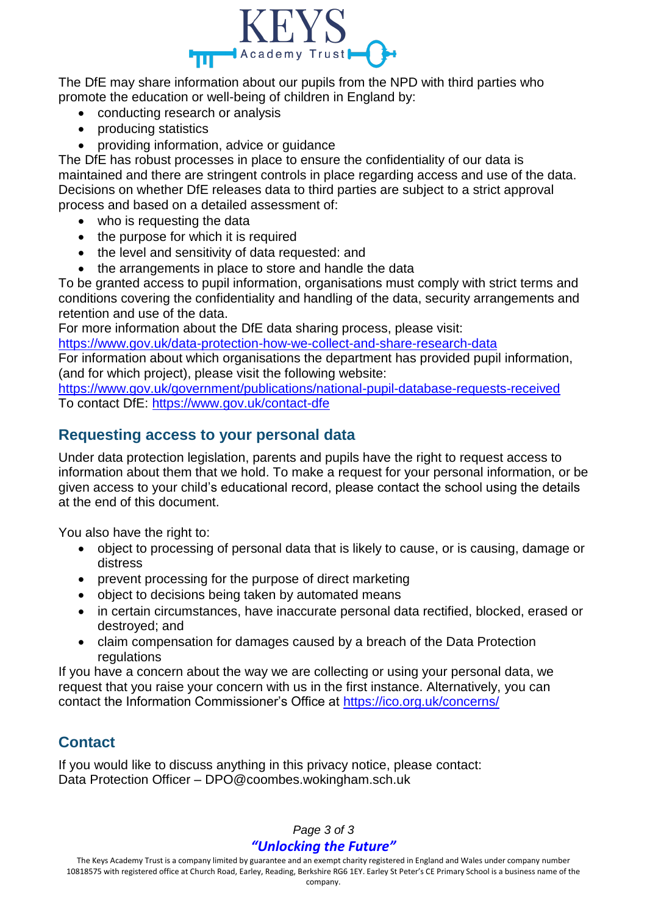The DfE may share information about our pupils from the NPD with third parties who promote the education or well-being of children in England by:

- conducting research or analysis
- producing statistics
- providing information, advice or guidance

The DfE has robust processes in place to ensure the confidentiality of our data is maintained and there are stringent controls in place regarding access and use of the data. Decisions on whether DfE releases data to third parties are subject to a strict approval process and based on a detailed assessment of:

- who is requesting the data
- the purpose for which it is required
- the level and sensitivity of data requested: and
- the arrangements in place to store and handle the data

To be granted access to pupil information, organisations must comply with strict terms and conditions covering the confidentiality and handling of the data, security arrangements and retention and use of the data.

For more information about the DfE data sharing process, please visit: https://www.gov.uk/data-protection-how-we-collect-and-share-research-data

For information about which organisations the department has provided pupil information, (and for which project), please visit the following website: https://www.gov.uk/government/publications/national-pupil-database-requests-received

To contact DfE: https://www.gov.uk/contact-dfe

## Requesting access to your personal data

Under data protection legislation, parents and pupils have the right to request access to information about them that we hold. To make a request for your personal information, or be given access to your child's educational record, please contact the school using the details at the end of this document.

You also have the right to:

- object to processing of personal data that is likely to cause, or is causing, damage or distress
- prevent processing for the purpose of direct marketing
- object to decisions being taken by automated means
- in certain circumstances, have inaccurate personal data rectified, blocked, erased or destroyed; and
- claim compensation for damages caused by a breach of the Data Protection regulations

If you have a concern about the way we are collecting or using your personal data, we request that you raise your concern with us in the first instance. Alternatively, you can contact the Information Commissioner's Office at https://ico.org.uk/concerns/

## Contact

If you would like to discuss anything in this privacy notice, please contact:
Data Protection Officer – DPO@coombes.wokingham.sch.uk